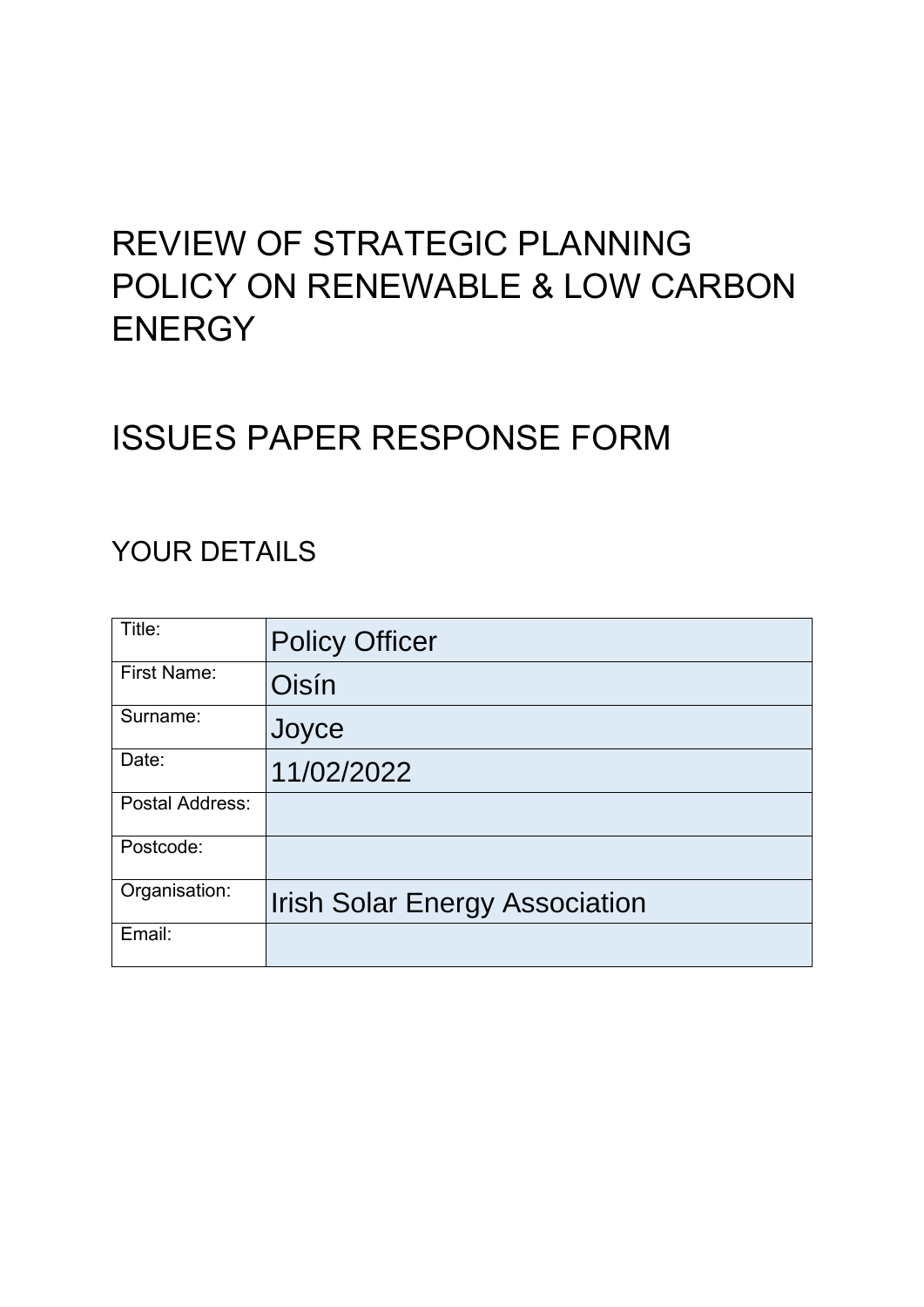# REVIEW OF STRATEGIC PLANNING POLICY ON RENEWABLE & LOW CARBON ENERGY

# ISSUES PAPER RESPONSE FORM

## YOUR DETAILS

| Title: | Policy Officer |
|---|---|
| First Name: | Oisín |
| Surname: | Joyce |
| Date: | 11/02/2022 |
| Postal Address: | |
| Postcode: | |
| Organisation: | Irish Solar Energy Association |
| Email: | |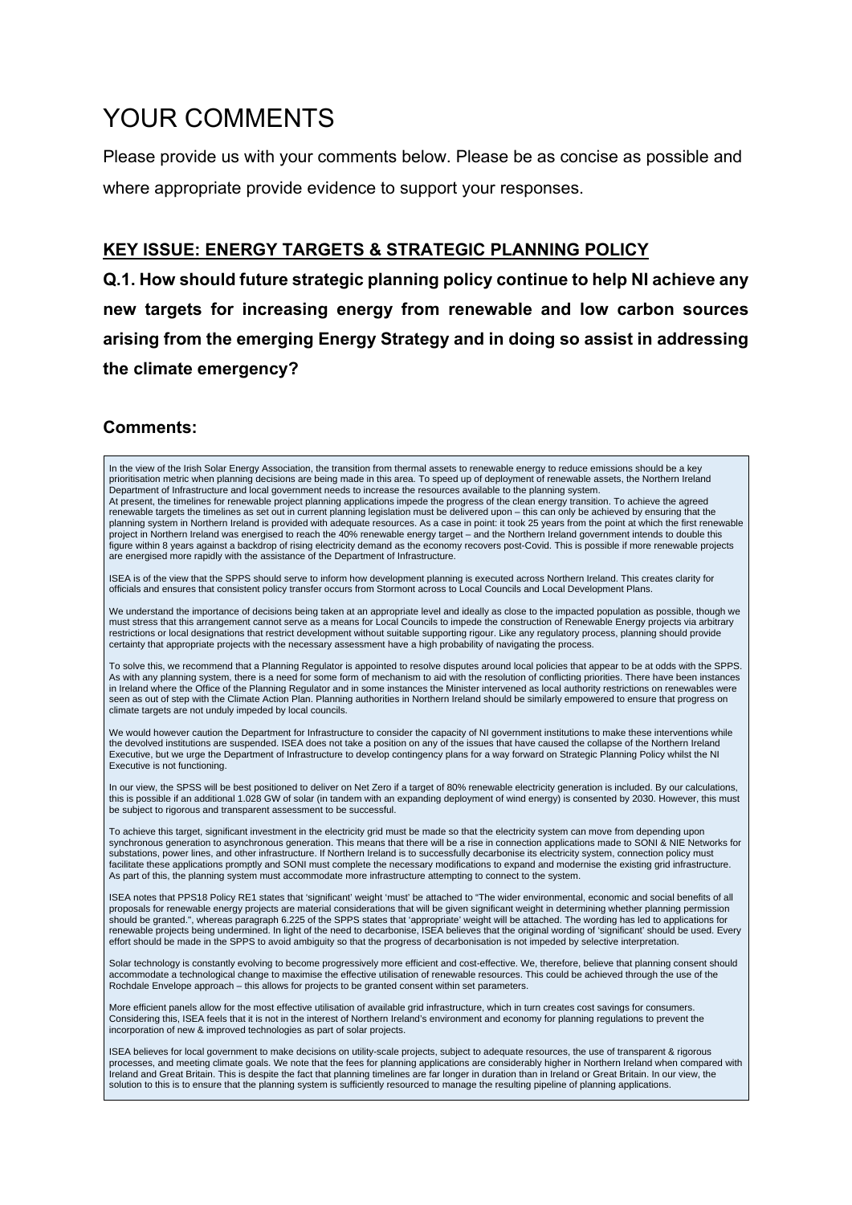# YOUR COMMENTS

Please provide us with your comments below. Please be as concise as possible and where appropriate provide evidence to support your responses.

## KEY ISSUE: ENERGY TARGETS & STRATEGIC PLANNING POLICY

**Q.1. How should future strategic planning policy continue to help NI achieve any new targets for increasing energy from renewable and low carbon sources arising from the emerging Energy Strategy and in doing so assist in addressing the climate emergency?**

### Comments:

In the view of the Irish Solar Energy Association, the transition from thermal assets to renewable energy to reduce emissions should be a key prioritisation metric when planning decisions are being made in this area. To speed up of deployment of renewable assets, the Northern Ireland Department of Infrastructure and local government needs to increase the resources available to the planning system.
At present, the timelines for renewable project planning applications impede the progress of the clean energy transition. To achieve the agreed renewable targets the timelines as set out in current planning legislation must be delivered upon – this can only be achieved by ensuring that the planning system in Northern Ireland is provided with adequate resources. As a case in point: it took 25 years from the point at which the first renewable project in Northern Ireland was energised to reach the 40% renewable energy target – and the Northern Ireland government intends to double this figure within 8 years against a backdrop of rising electricity demand as the economy recovers post-Covid. This is possible if more renewable projects are energised more rapidly with the assistance of the Department of Infrastructure.

ISEA is of the view that the SPPS should serve to inform how development planning is executed across Northern Ireland. This creates clarity for officials and ensures that consistent policy transfer occurs from Stormont across to Local Councils and Local Development Plans.

We understand the importance of decisions being taken at an appropriate level and ideally as close to the impacted population as possible, though we must stress that this arrangement cannot serve as a means for Local Councils to impede the construction of Renewable Energy projects via arbitrary restrictions or local designations that restrict development without suitable supporting rigour. Like any regulatory process, planning should provide certainty that appropriate projects with the necessary assessment have a high probability of navigating the process.

To solve this, we recommend that a Planning Regulator is appointed to resolve disputes around local policies that appear to be at odds with the SPPS. As with any planning system, there is a need for some form of mechanism to aid with the resolution of conflicting priorities. There have been instances in Ireland where the Office of the Planning Regulator and in some instances the Minister intervened as local authority restrictions on renewables were seen as out of step with the Climate Action Plan. Planning authorities in Northern Ireland should be similarly empowered to ensure that progress on climate targets are not unduly impeded by local councils.

We would however caution the Department for Infrastructure to consider the capacity of NI government institutions to make these interventions while the devolved institutions are suspended. ISEA does not take a position on any of the issues that have caused the collapse of the Northern Ireland Executive, but we urge the Department of Infrastructure to develop contingency plans for a way forward on Strategic Planning Policy whilst the NI Executive is not functioning.

In our view, the SPSS will be best positioned to deliver on Net Zero if a target of 80% renewable electricity generation is included. By our calculations, this is possible if an additional 1.028 GW of solar (in tandem with an expanding deployment of wind energy) is consented by 2030. However, this must be subject to rigorous and transparent assessment to be successful.

To achieve this target, significant investment in the electricity grid must be made so that the electricity system can move from depending upon synchronous generation to asynchronous generation. This means that there will be a rise in connection applications made to SONI & NIE Networks for substations, power lines, and other infrastructure. If Northern Ireland is to successfully decarbonise its electricity system, connection policy must facilitate these applications promptly and SONI must complete the necessary modifications to expand and modernise the existing grid infrastructure. As part of this, the planning system must accommodate more infrastructure attempting to connect to the system.

ISEA notes that PPS18 Policy RE1 states that 'significant' weight 'must' be attached to "The wider environmental, economic and social benefits of all proposals for renewable energy projects are material considerations that will be given significant weight in determining whether planning permission should be granted.", whereas paragraph 6.225 of the SPPS states that 'appropriate' weight will be attached. The wording has led to applications for renewable projects being undermined. In light of the need to decarbonise, ISEA believes that the original wording of 'significant' should be used. Every effort should be made in the SPPS to avoid ambiguity so that the progress of decarbonisation is not impeded by selective interpretation.

Solar technology is constantly evolving to become progressively more efficient and cost-effective. We, therefore, believe that planning consent should accommodate a technological change to maximise the effective utilisation of renewable resources. This could be achieved through the use of the Rochdale Envelope approach – this allows for projects to be granted consent within set parameters.

More efficient panels allow for the most effective utilisation of available grid infrastructure, which in turn creates cost savings for consumers. Considering this, ISEA feels that it is not in the interest of Northern Ireland's environment and economy for planning regulations to prevent the incorporation of new & improved technologies as part of solar projects.

ISEA believes for local government to make decisions on utility-scale projects, subject to adequate resources, the use of transparent & rigorous processes, and meeting climate goals. We note that the fees for planning applications are considerably higher in Northern Ireland when compared with Ireland and Great Britain. This is despite the fact that planning timelines are far longer in duration than in Ireland or Great Britain. In our view, the solution to this is to ensure that the planning system is sufficiently resourced to manage the resulting pipeline of planning applications.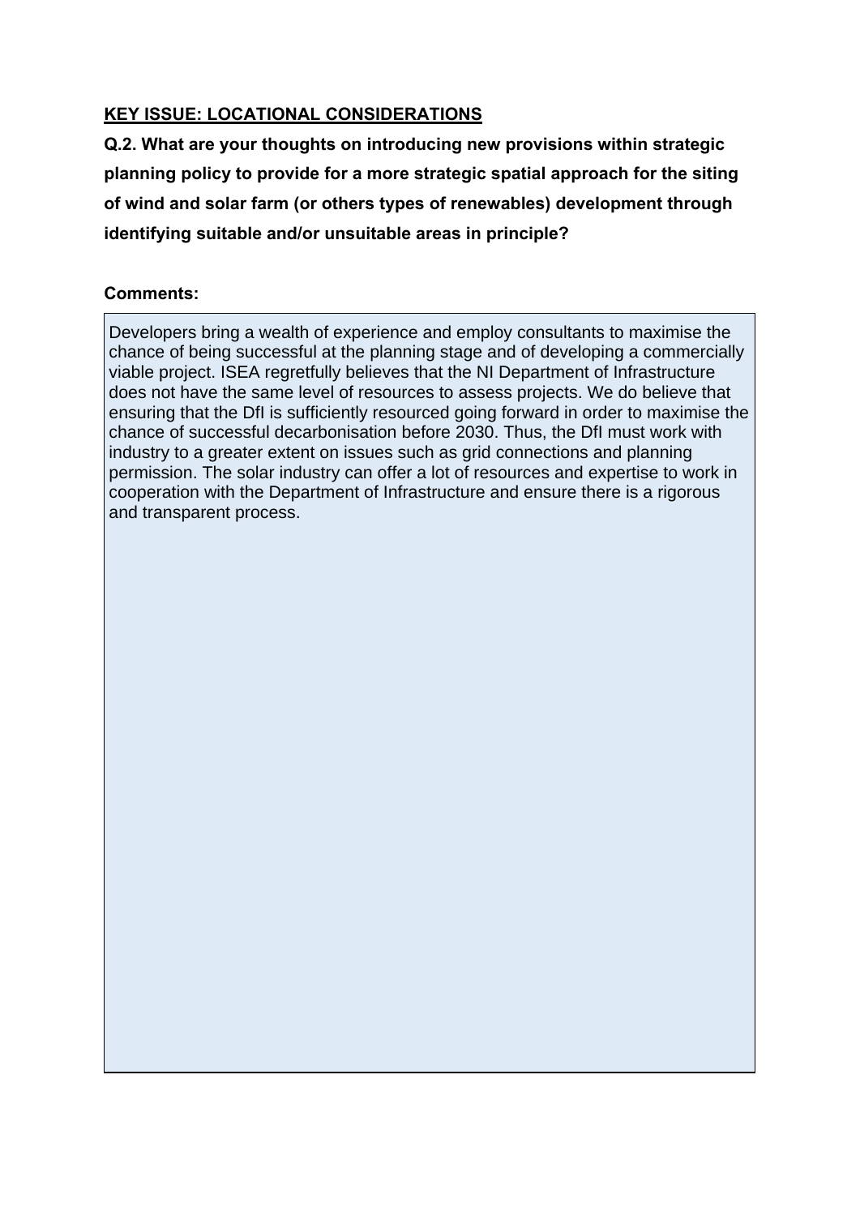## KEY ISSUE: LOCATIONAL CONSIDERATIONS

**Q.2. What are your thoughts on introducing new provisions within strategic planning policy to provide for a more strategic spatial approach for the siting of wind and solar farm (or others types of renewables) development through identifying suitable and/or unsuitable areas in principle?**

**Comments:**

Developers bring a wealth of experience and employ consultants to maximise the chance of being successful at the planning stage and of developing a commercially viable project. ISEA regretfully believes that the NI Department of Infrastructure does not have the same level of resources to assess projects. We do believe that ensuring that the DfI is sufficiently resourced going forward in order to maximise the chance of successful decarbonisation before 2030. Thus, the DfI must work with industry to a greater extent on issues such as grid connections and planning permission. The solar industry can offer a lot of resources and expertise to work in cooperation with the Department of Infrastructure and ensure there is a rigorous and transparent process.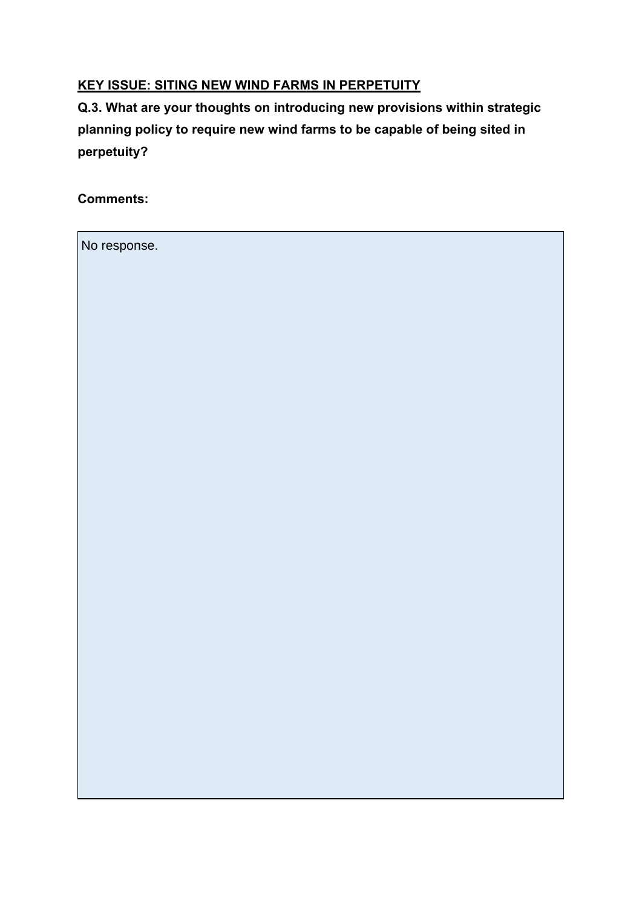**KEY ISSUE: SITING NEW WIND FARMS IN PERPETUITY**

**Q.3. What are your thoughts on introducing new provisions within strategic planning policy to require new wind farms to be capable of being sited in perpetuity?**

**Comments:**

| No response. |
|---|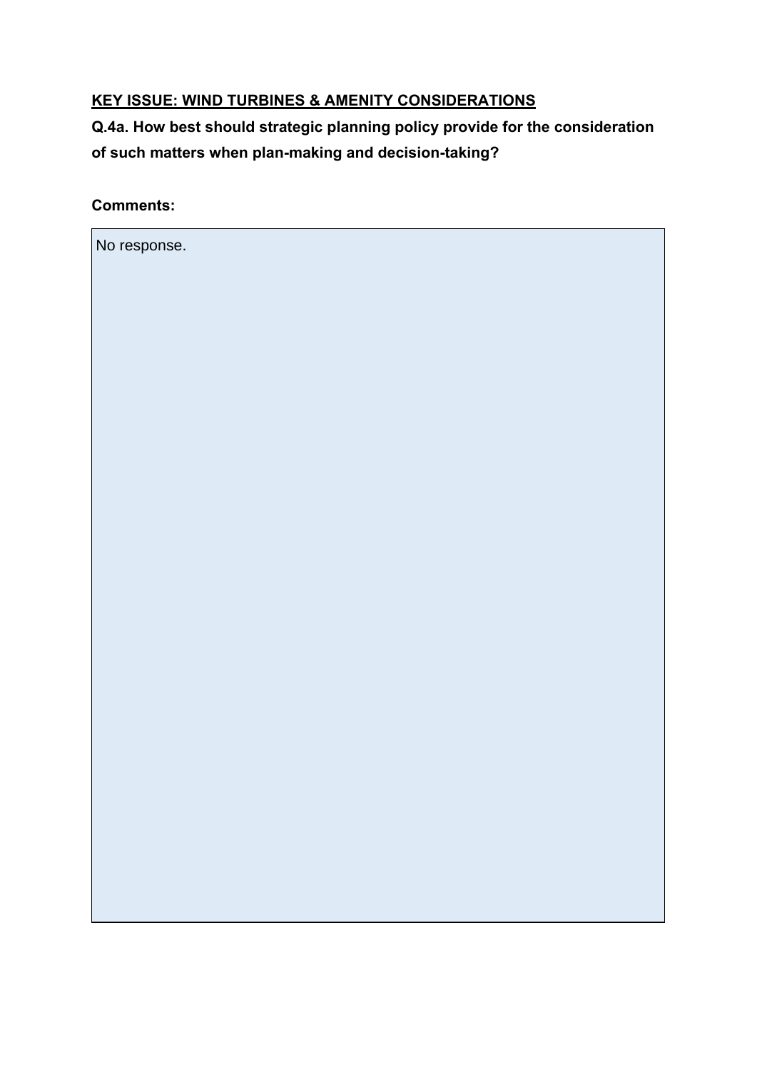## KEY ISSUE: WIND TURBINES & AMENITY CONSIDERATIONS

**Q.4a. How best should strategic planning policy provide for the consideration of such matters when plan-making and decision-taking?**

**Comments:**

No response.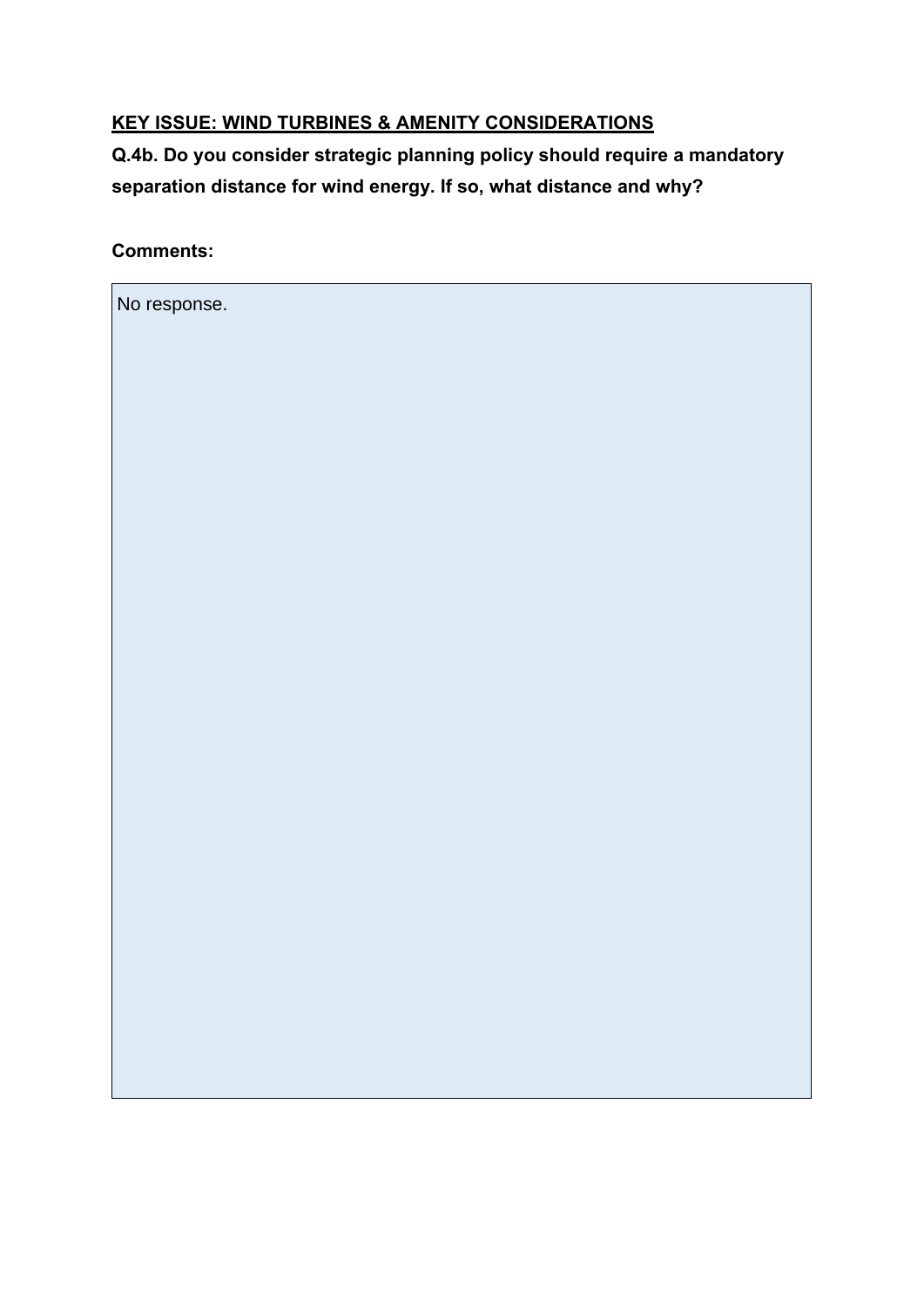**<u>KEY ISSUE: WIND TURBINES & AMENITY CONSIDERATIONS</u>**

**Q.4b. Do you consider strategic planning policy should require a mandatory separation distance for wind energy. If so, what distance and why?**

**Comments:**

| No response. |
|---|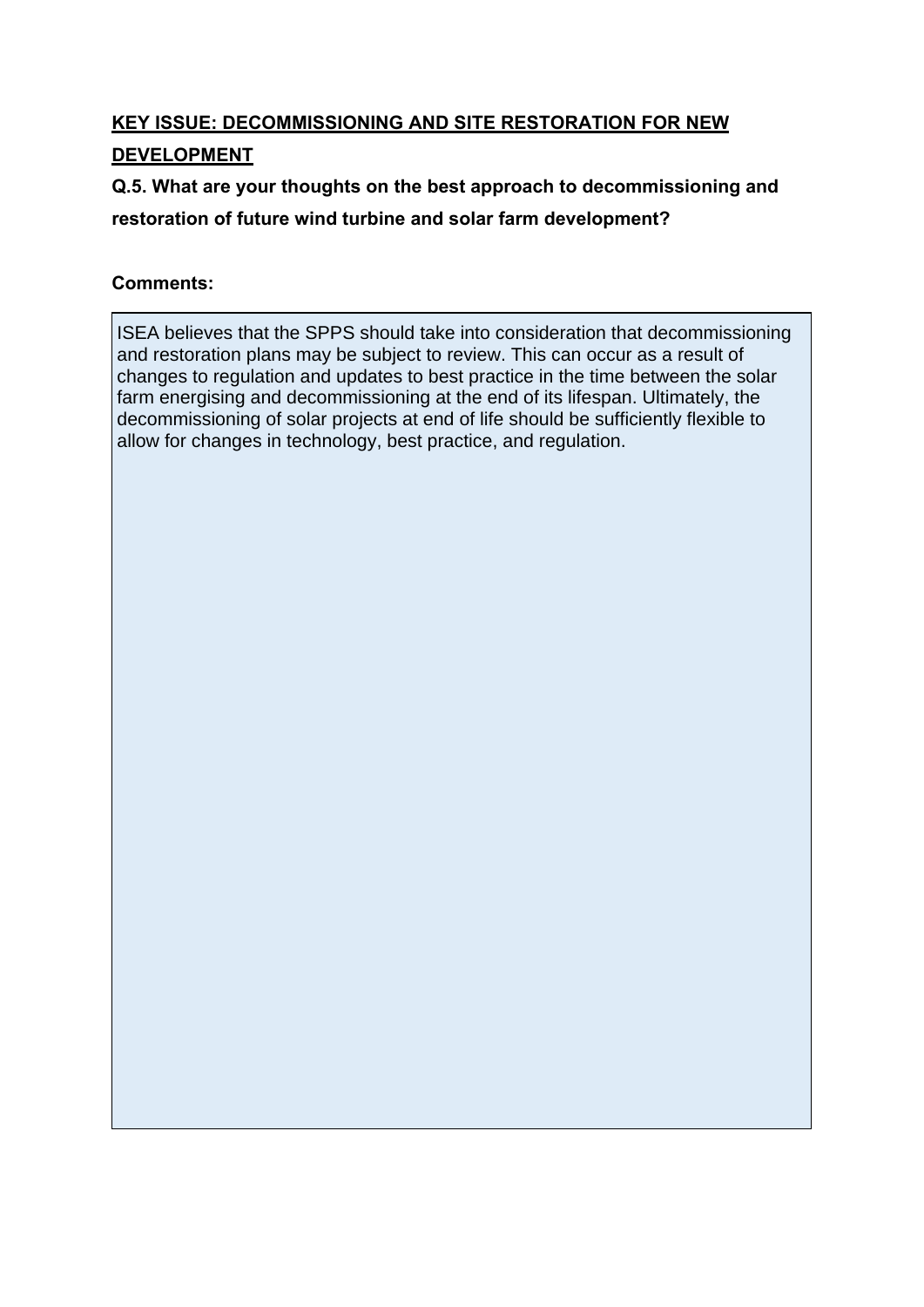## KEY ISSUE: DECOMMISSIONING AND SITE RESTORATION FOR NEW DEVELOPMENT

**Q.5. What are your thoughts on the best approach to decommissioning and restoration of future wind turbine and solar farm development?**

**Comments:**

ISEA believes that the SPPS should take into consideration that decommissioning and restoration plans may be subject to review. This can occur as a result of changes to regulation and updates to best practice in the time between the solar farm energising and decommissioning at the end of its lifespan. Ultimately, the decommissioning of solar projects at end of life should be sufficiently flexible to allow for changes in technology, best practice, and regulation.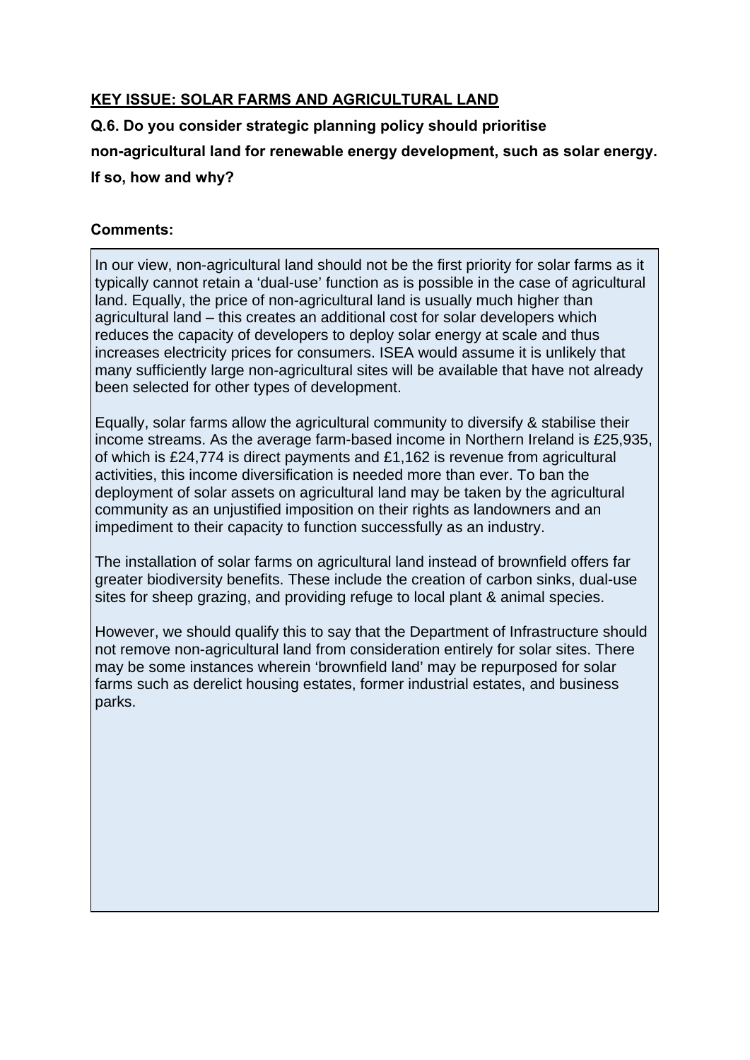**KEY ISSUE: SOLAR FARMS AND AGRICULTURAL LAND**

**Q.6. Do you consider strategic planning policy should prioritise non-agricultural land for renewable energy development, such as solar energy. If so, how and why?**

**Comments:**

In our view, non-agricultural land should not be the first priority for solar farms as it typically cannot retain a 'dual-use' function as is possible in the case of agricultural land. Equally, the price of non-agricultural land is usually much higher than agricultural land – this creates an additional cost for solar developers which reduces the capacity of developers to deploy solar energy at scale and thus increases electricity prices for consumers. ISEA would assume it is unlikely that many sufficiently large non-agricultural sites will be available that have not already been selected for other types of development.

Equally, solar farms allow the agricultural community to diversify & stabilise their income streams. As the average farm-based income in Northern Ireland is £25,935, of which is £24,774 is direct payments and £1,162 is revenue from agricultural activities, this income diversification is needed more than ever. To ban the deployment of solar assets on agricultural land may be taken by the agricultural community as an unjustified imposition on their rights as landowners and an impediment to their capacity to function successfully as an industry.

The installation of solar farms on agricultural land instead of brownfield offers far greater biodiversity benefits. These include the creation of carbon sinks, dual-use sites for sheep grazing, and providing refuge to local plant & animal species.

However, we should qualify this to say that the Department of Infrastructure should not remove non-agricultural land from consideration entirely for solar sites. There may be some instances wherein 'brownfield land' may be repurposed for solar farms such as derelict housing estates, former industrial estates, and business parks.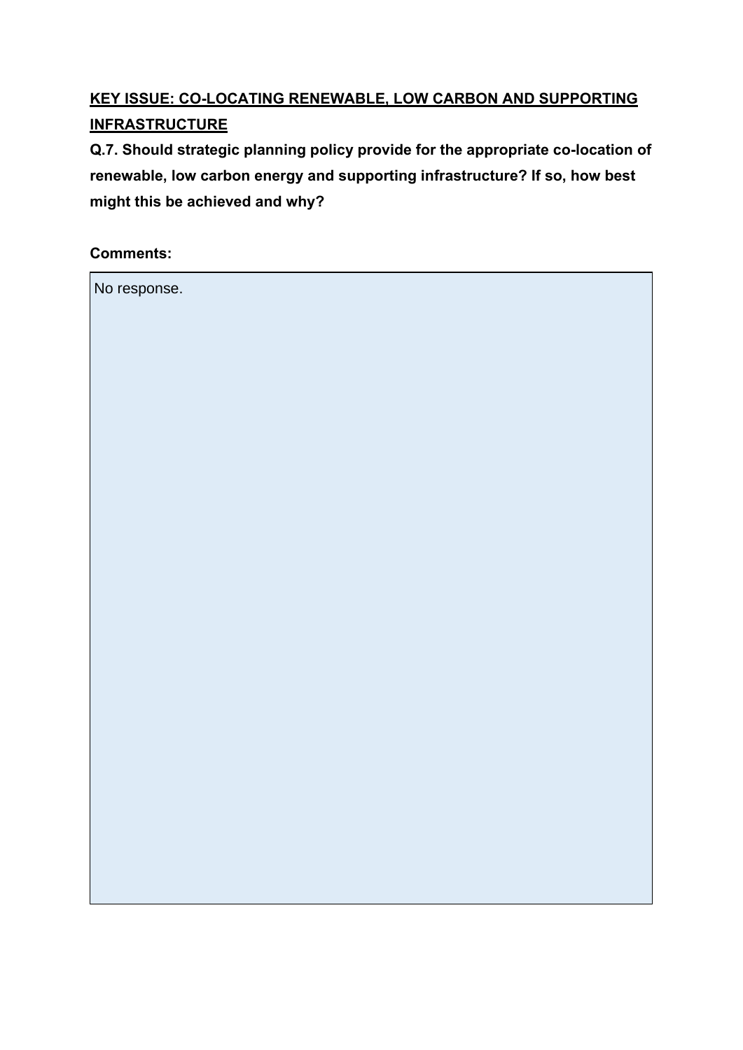**<u>KEY ISSUE: CO-LOCATING RENEWABLE, LOW CARBON AND SUPPORTING INFRASTRUCTURE</u>**

**Q.7. Should strategic planning policy provide for the appropriate co-location of renewable, low carbon energy and supporting infrastructure? If so, how best might this be achieved and why?**

**Comments:**

No response.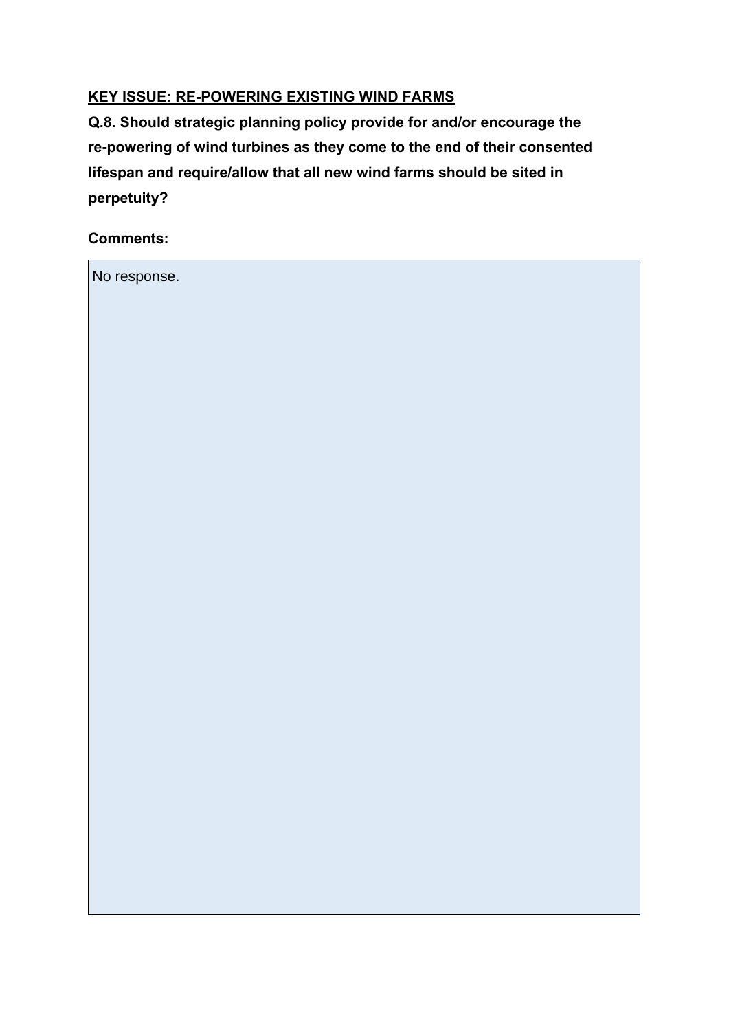**KEY ISSUE: RE-POWERING EXISTING WIND FARMS**

**Q.8. Should strategic planning policy provide for and/or encourage the re-powering of wind turbines as they come to the end of their consented lifespan and require/allow that all new wind farms should be sited in perpetuity?**

**Comments:**

No response.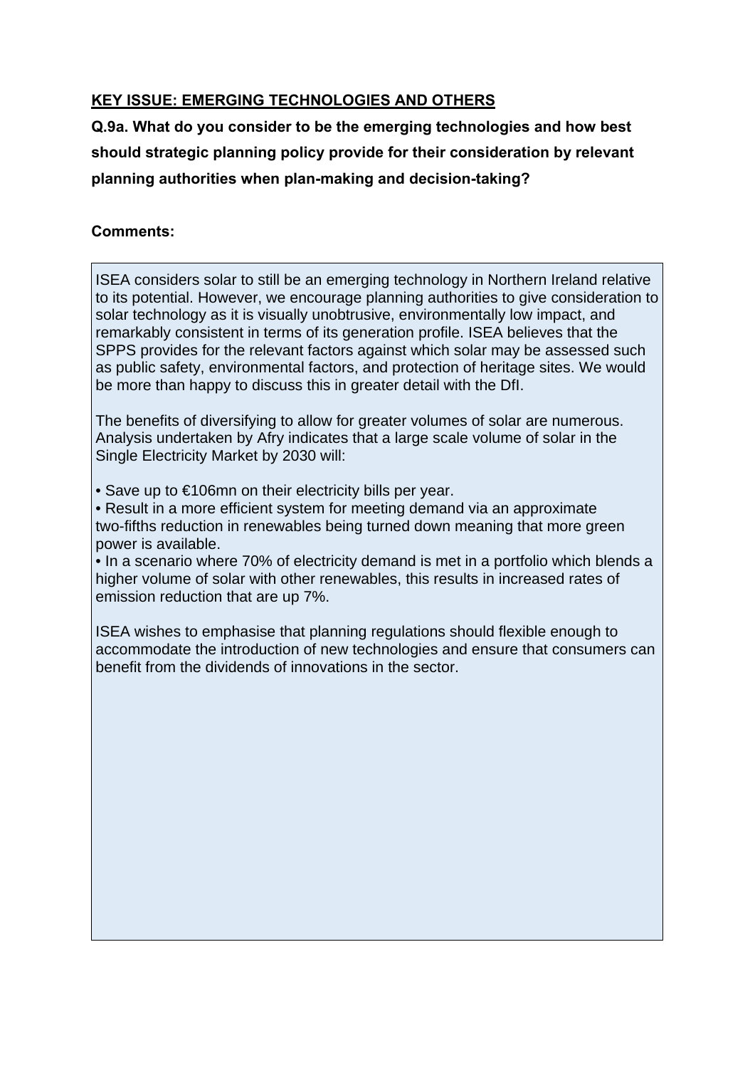**KEY ISSUE: EMERGING TECHNOLOGIES AND OTHERS**

**Q.9a. What do you consider to be the emerging technologies and how best should strategic planning policy provide for their consideration by relevant planning authorities when plan-making and decision-taking?**

**Comments:**

ISEA considers solar to still be an emerging technology in Northern Ireland relative to its potential. However, we encourage planning authorities to give consideration to solar technology as it is visually unobtrusive, environmentally low impact, and remarkably consistent in terms of its generation profile. ISEA believes that the SPPS provides for the relevant factors against which solar may be assessed such as public safety, environmental factors, and protection of heritage sites. We would be more than happy to discuss this in greater detail with the DfI.

The benefits of diversifying to allow for greater volumes of solar are numerous. Analysis undertaken by Afry indicates that a large scale volume of solar in the Single Electricity Market by 2030 will:

- Save up to €106mn on their electricity bills per year.
- Result in a more efficient system for meeting demand via an approximate two-fifths reduction in renewables being turned down meaning that more green power is available.
- In a scenario where 70% of electricity demand is met in a portfolio which blends a higher volume of solar with other renewables, this results in increased rates of emission reduction that are up 7%.

ISEA wishes to emphasise that planning regulations should flexible enough to accommodate the introduction of new technologies and ensure that consumers can benefit from the dividends of innovations in the sector.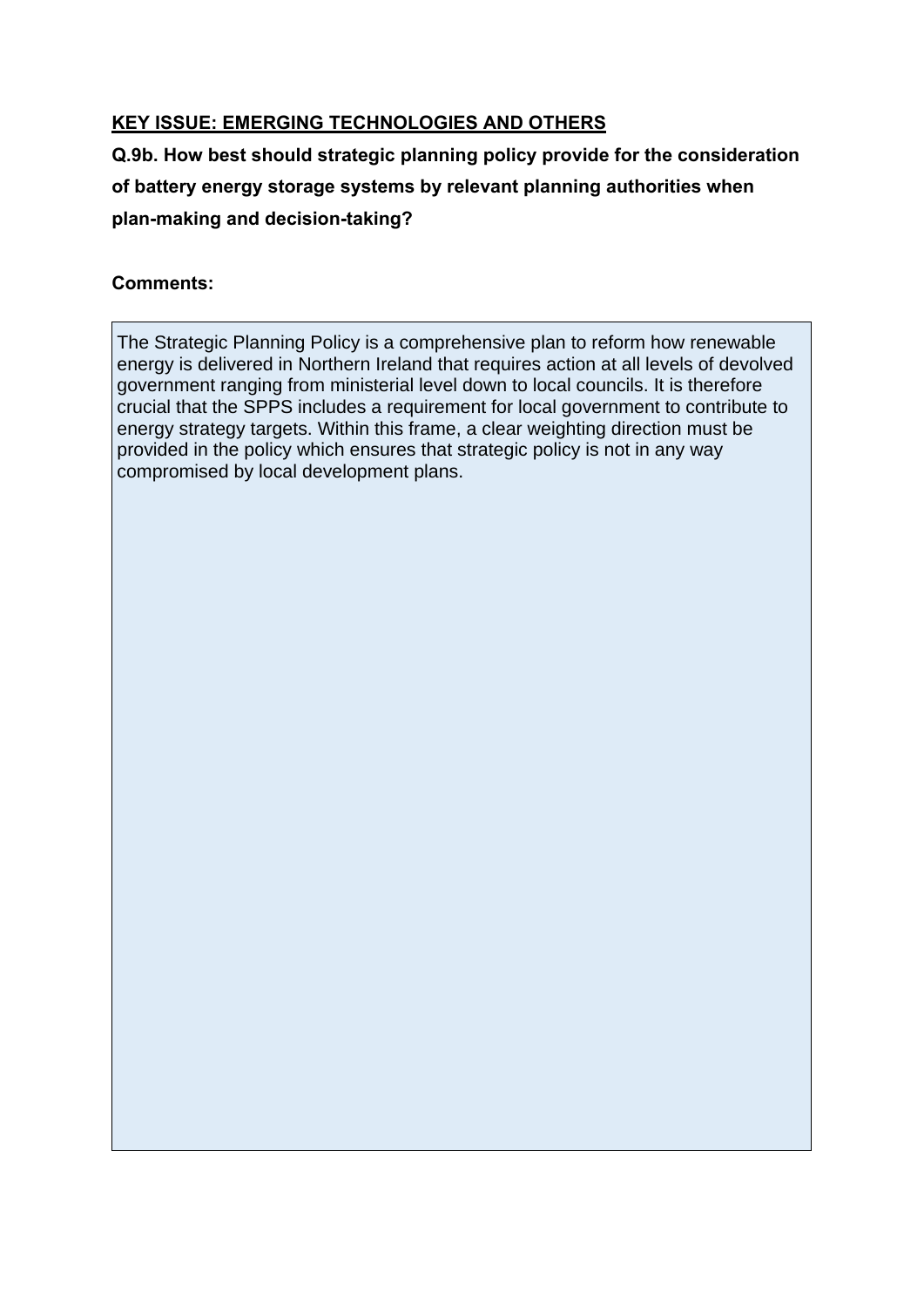**KEY ISSUE: EMERGING TECHNOLOGIES AND OTHERS**

**Q.9b. How best should strategic planning policy provide for the consideration of battery energy storage systems by relevant planning authorities when plan-making and decision-taking?**

**Comments:**

The Strategic Planning Policy is a comprehensive plan to reform how renewable energy is delivered in Northern Ireland that requires action at all levels of devolved government ranging from ministerial level down to local councils. It is therefore crucial that the SPPS includes a requirement for local government to contribute to energy strategy targets. Within this frame, a clear weighting direction must be provided in the policy which ensures that strategic policy is not in any way compromised by local development plans.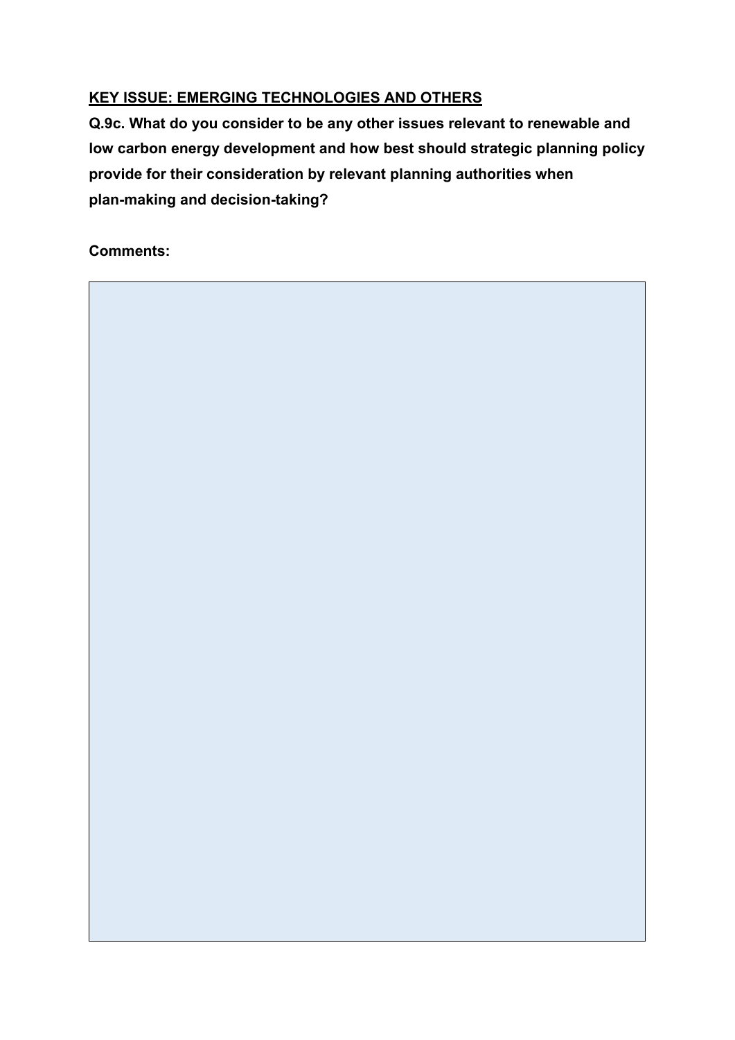**KEY ISSUE: EMERGING TECHNOLOGIES AND OTHERS**

**Q.9c. What do you consider to be any other issues relevant to renewable and low carbon energy development and how best should strategic planning policy provide for their consideration by relevant planning authorities when plan-making and decision-taking?**

**Comments:**